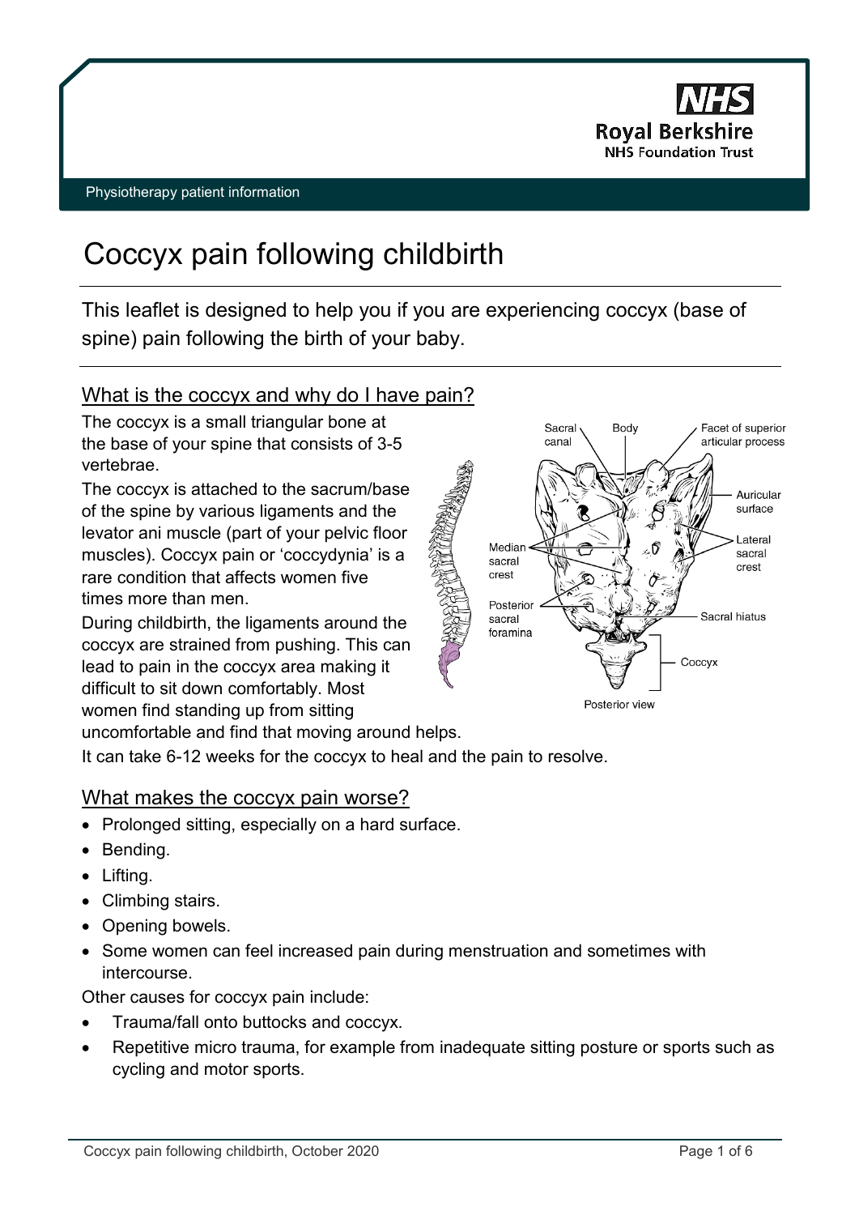Physiotherapy patient information

# Coccyx pain following childbirth

This leaflet is designed to help you if you are experiencing coccyx (base of spine) pain following the birth of your baby.

## What is the coccyx and why do I have pain?

The coccyx is a small triangular bone at the base of your spine that consists of 3-5 vertebrae.

The coccyx is attached to the sacrum/base of the spine by various ligaments and the levator ani muscle (part of your pelvic floor muscles). Coccyx pain or 'coccydynia' is a rare condition that affects women five times more than men.

During childbirth, the ligaments around the coccyx are strained from pushing. This can lead to pain in the coccyx area making it difficult to sit down comfortably. Most women find standing up from sitting uncomfortable and find that moving around helps.

It can take 6-12 weeks for the coccyx to heal and the pain to resolve.

## What makes the coccyx pain worse?

- Prolonged sitting, especially on a hard surface.
- Bending.
- Lifting.
- Climbing stairs.
- Opening bowels.
- Some women can feel increased pain during menstruation and sometimes with intercourse.

Other causes for coccyx pain include:

- Trauma/fall onto buttocks and coccyx.
- Repetitive micro trauma, for example from inadequate sitting posture or sports such as cycling and motor sports.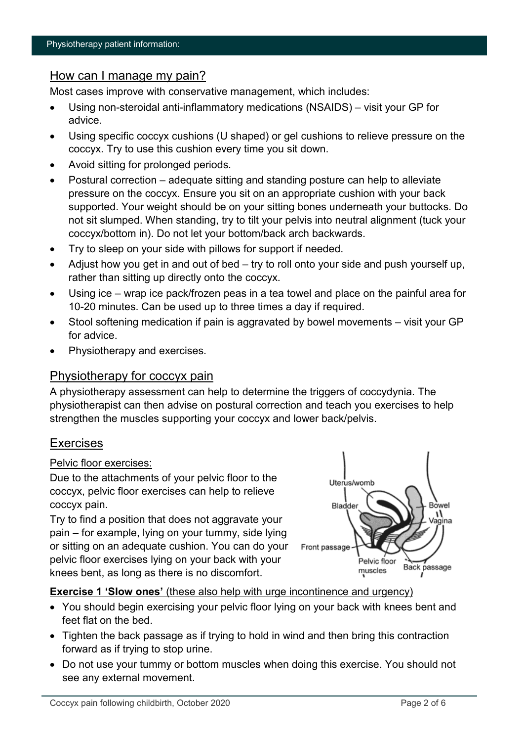## How can I manage my pain?

Most cases improve with conservative management, which includes:

- Using non-steroidal anti-inflammatory medications (NSAIDS) – visit your GP for advice.
- Using specific coccyx cushions (U shaped) or gel cushions to relieve pressure on the coccyx. Try to use this cushion every time you sit down.
- Avoid sitting for prolonged periods.
- Postural correction – adequate sitting and standing posture can help to alleviate pressure on the coccyx. Ensure you sit on an appropriate cushion with your back supported. Your weight should be on your sitting bones underneath your buttocks. Do not sit slumped. When standing, try to tilt your pelvis into neutral alignment (tuck your coccyx/bottom in). Do not let your bottom/back arch backwards.
- Try to sleep on your side with pillows for support if needed.
- Adjust how you get in and out of bed – try to roll onto your side and push yourself up, rather than sitting up directly onto the coccyx.
- Using ice – wrap ice pack/frozen peas in a tea towel and place on the painful area for 10-20 minutes. Can be used up to three times a day if required.
- Stool softening medication if pain is aggravated by bowel movements – visit your GP for advice.
- Physiotherapy and exercises.

## Physiotherapy for coccyx pain

A physiotherapy assessment can help to determine the triggers of coccydynia. The physiotherapist can then advise on postural correction and teach you exercises to help strengthen the muscles supporting your coccyx and lower back/pelvis.

## Exercises

### Pelvic floor exercises:

Due to the attachments of your pelvic floor to the coccyx, pelvic floor exercises can help to relieve coccyx pain.

Try to find a position that does not aggravate your pain – for example, lying on your tummy, side lying or sitting on an adequate cushion. You can do your pelvic floor exercises lying on your back with your knees bent, as long as there is no discomfort.

**Exercise 1 'Slow ones'** (these also help with urge incontinence and urgency)

- You should begin exercising your pelvic floor lying on your back with knees bent and feet flat on the bed.
- Tighten the back passage as if trying to hold in wind and then bring this contraction forward as if trying to stop urine.
- Do not use your tummy or bottom muscles when doing this exercise. You should not see any external movement.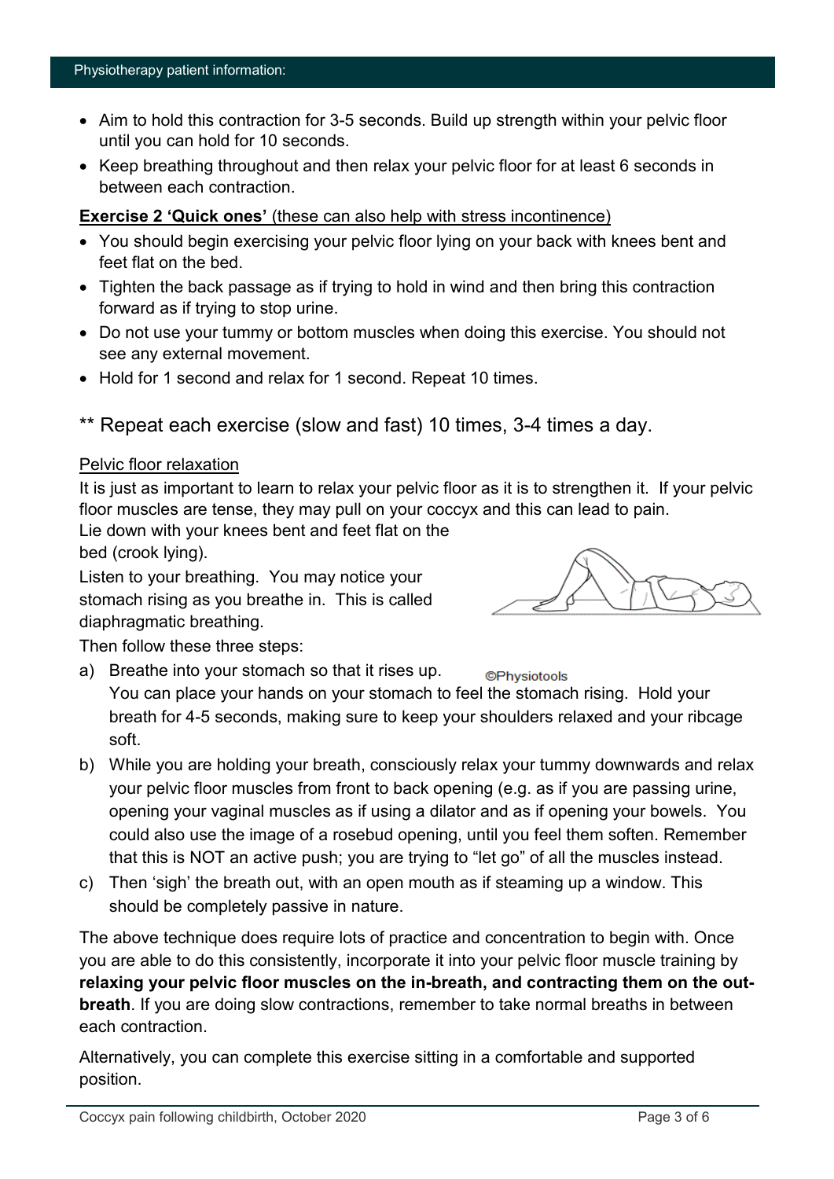- Aim to hold this contraction for 3-5 seconds. Build up strength within your pelvic floor until you can hold for 10 seconds.
- Keep breathing throughout and then relax your pelvic floor for at least 6 seconds in between each contraction.

**Exercise 2 'Quick ones'** (these can also help with stress incontinence)

- You should begin exercising your pelvic floor lying on your back with knees bent and feet flat on the bed.
- Tighten the back passage as if trying to hold in wind and then bring this contraction forward as if trying to stop urine.
- Do not use your tummy or bottom muscles when doing this exercise. You should not see any external movement.
- Hold for 1 second and relax for 1 second. Repeat 10 times.

** Repeat each exercise (slow and fast) 10 times, 3-4 times a day.

Pelvic floor relaxation

It is just as important to learn to relax your pelvic floor as it is to strengthen it. If your pelvic floor muscles are tense, they may pull on your coccyx and this can lead to pain.

Lie down with your knees bent and feet flat on the bed (crook lying).

Listen to your breathing. You may notice your stomach rising as you breathe in. This is called diaphragmatic breathing.

©Physiotools

Then follow these three steps:

a) Breathe into your stomach so that it rises up. You can place your hands on your stomach to feel the stomach rising. Hold your breath for 4-5 seconds, making sure to keep your shoulders relaxed and your ribcage soft.

b) While you are holding your breath, consciously relax your tummy downwards and relax your pelvic floor muscles from front to back opening (e.g. as if you are passing urine, opening your vaginal muscles as if using a dilator and as if opening your bowels. You could also use the image of a rosebud opening, until you feel them soften. Remember that this is NOT an active push; you are trying to "let go" of all the muscles instead.

c) Then 'sigh' the breath out, with an open mouth as if steaming up a window. This should be completely passive in nature.

The above technique does require lots of practice and concentration to begin with. Once you are able to do this consistently, incorporate it into your pelvic floor muscle training by **relaxing your pelvic floor muscles on the in-breath, and contracting them on the out-breath**. If you are doing slow contractions, remember to take normal breaths in between each contraction.

Alternatively, you can complete this exercise sitting in a comfortable and supported position.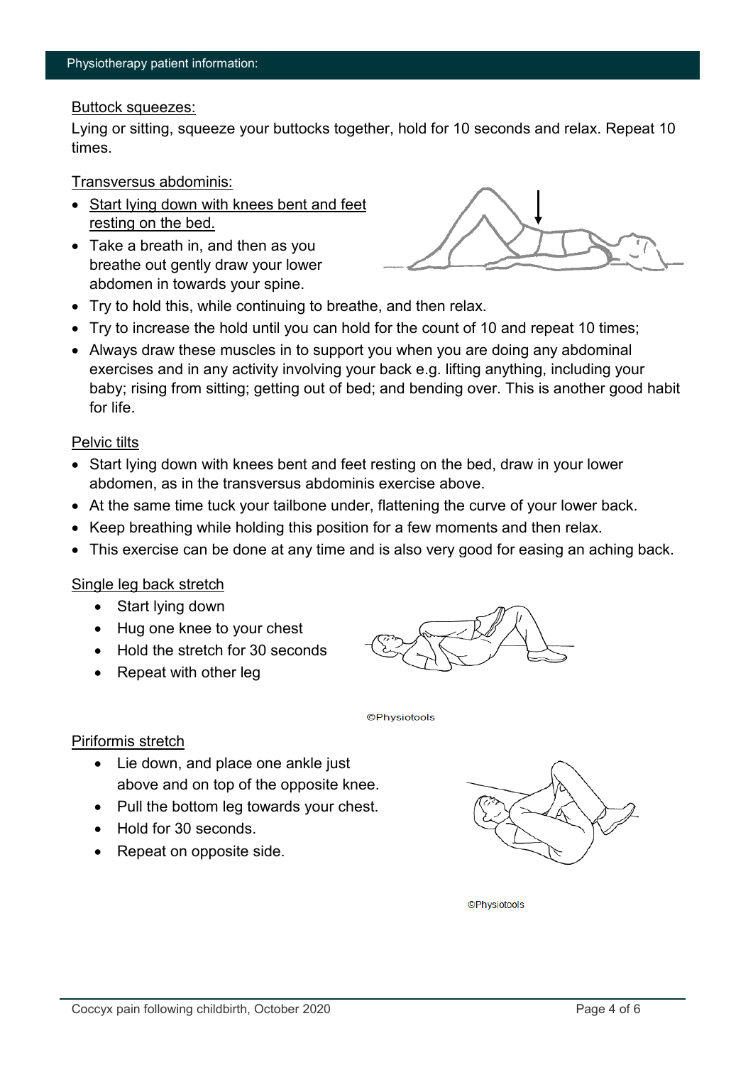Buttock squeezes:

Lying or sitting, squeeze your buttocks together, hold for 10 seconds and relax. Repeat 10 times.

Transversus abdominis:

- Start lying down with knees bent and feet resting on the bed.
- Take a breath in, and then as you breathe out gently draw your lower abdomen in towards your spine.
- Try to hold this, while continuing to breathe, and then relax.
- Try to increase the hold until you can hold for the count of 10 and repeat 10 times;
- Always draw these muscles in to support you when you are doing any abdominal exercises and in any activity involving your back e.g. lifting anything, including your baby; rising from sitting; getting out of bed; and bending over. This is another good habit for life.

Pelvic tilts

- Start lying down with knees bent and feet resting on the bed, draw in your lower abdomen, as in the transversus abdominis exercise above.
- At the same time tuck your tailbone under, flattening the curve of your lower back.
- Keep breathing while holding this position for a few moments and then relax.
- This exercise can be done at any time and is also very good for easing an aching back.

Single leg back stretch

- Start lying down
- Hug one knee to your chest
- Hold the stretch for 30 seconds
- Repeat with other leg

©Physiotools

Piriformis stretch

- Lie down, and place one ankle just above and on top of the opposite knee.
- Pull the bottom leg towards your chest.
- Hold for 30 seconds.
- Repeat on opposite side.

©Physiotools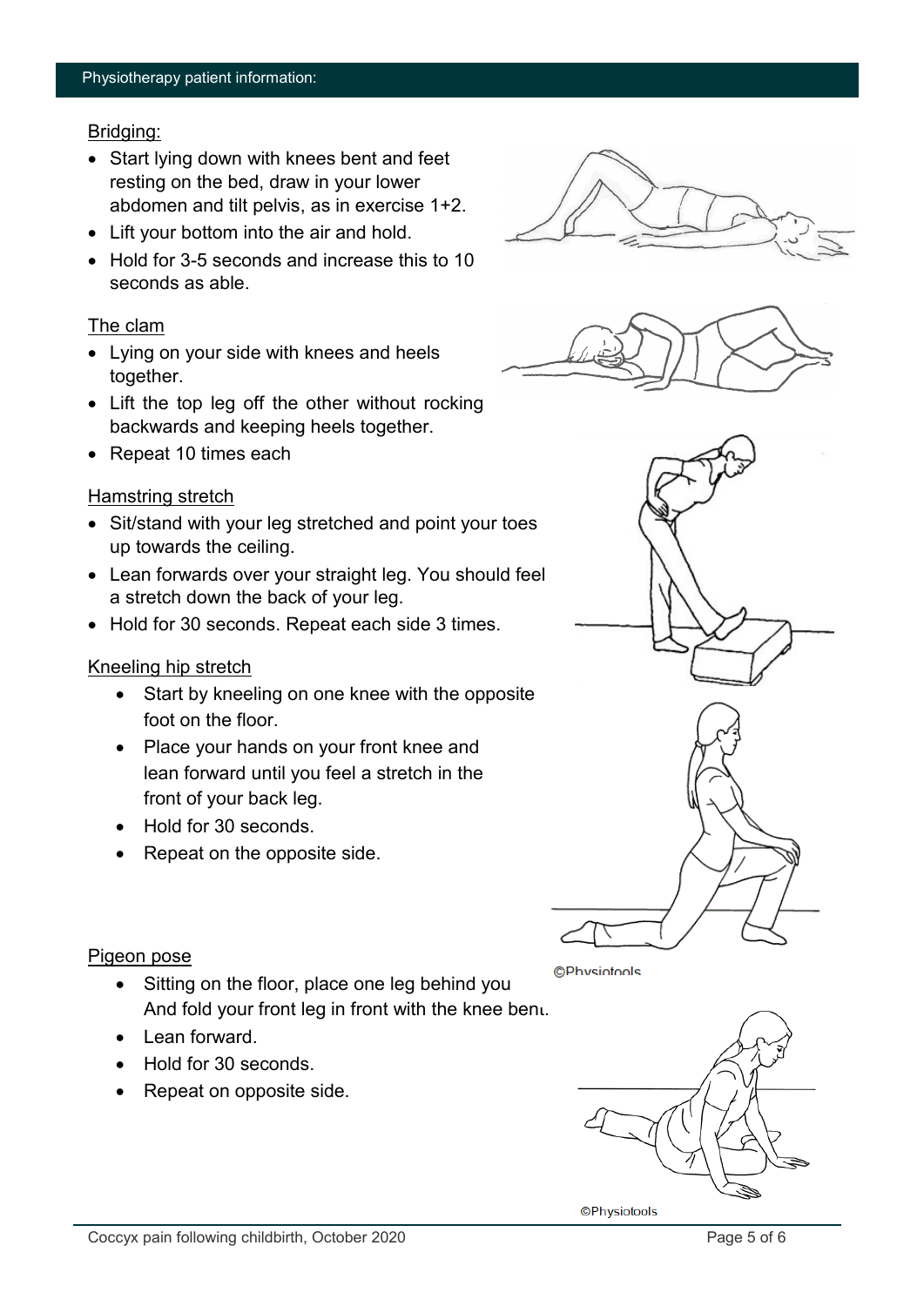Bridging:

- Start lying down with knees bent and feet resting on the bed, draw in your lower abdomen and tilt pelvis, as in exercise 1+2.
- Lift your bottom into the air and hold.
- Hold for 3-5 seconds and increase this to 10 seconds as able.

The clam

- Lying on your side with knees and heels together.
- Lift the top leg off the other without rocking backwards and keeping heels together.
- Repeat 10 times each

Hamstring stretch

- Sit/stand with your leg stretched and point your toes up towards the ceiling.
- Lean forwards over your straight leg. You should feel a stretch down the back of your leg.
- Hold for 30 seconds. Repeat each side 3 times.

Kneeling hip stretch

- Start by kneeling on one knee with the opposite foot on the floor.
- Place your hands on your front knee and lean forward until you feel a stretch in the front of your back leg.
- Hold for 30 seconds.
- Repeat on the opposite side.

©Physiotools

Pigeon pose

- Sitting on the floor, place one leg behind you And fold your front leg in front with the knee bent.
- Lean forward.
- Hold for 30 seconds.
- Repeat on opposite side.

©Physiotools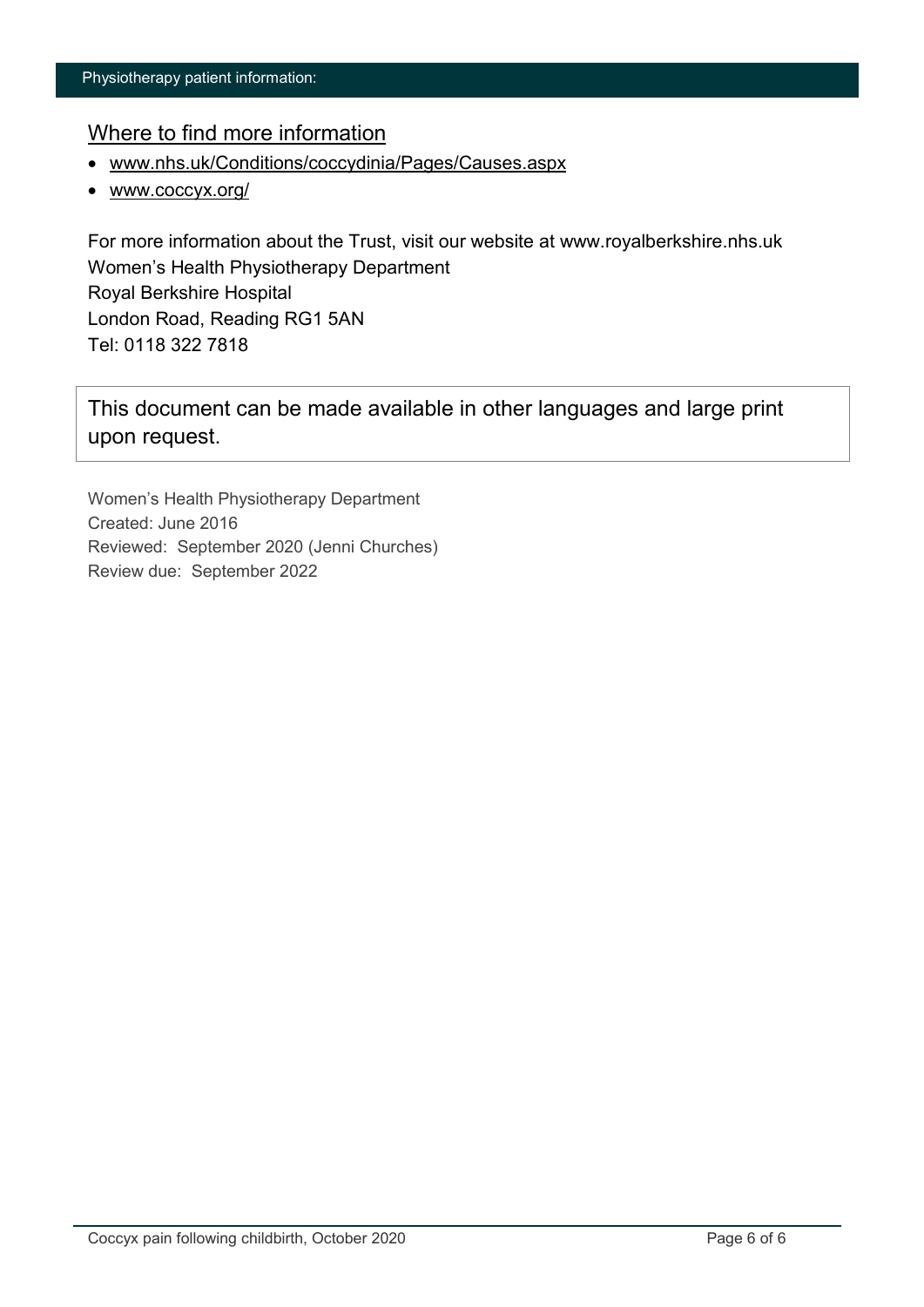## Where to find more information

- www.nhs.uk/Conditions/coccydinia/Pages/Causes.aspx
- www.coccyx.org/

For more information about the Trust, visit our website at www.royalberkshire.nhs.uk
Women's Health Physiotherapy Department
Royal Berkshire Hospital
London Road, Reading RG1 5AN
Tel: 0118 322 7818

This document can be made available in other languages and large print upon request.

Women's Health Physiotherapy Department
Created: June 2016
Reviewed: September 2020 (Jenni Churches)
Review due: September 2022